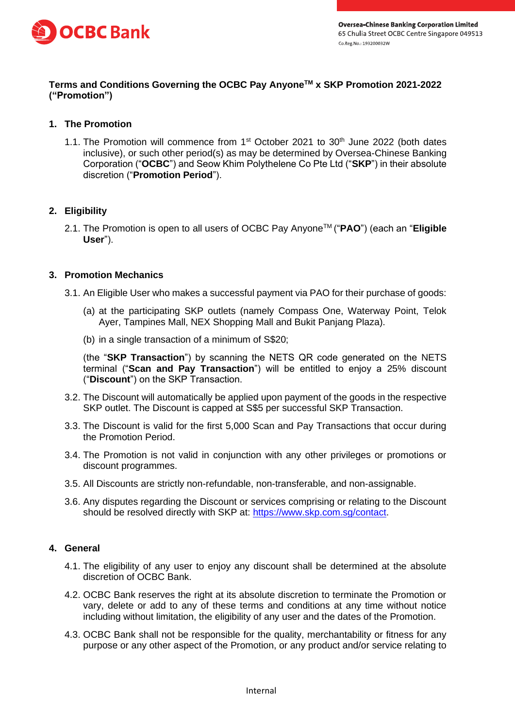Oversea-Chinese Banking Corporation Limited
65 Chulia Street OCBC Centre Singapore 049513
Co.Reg.No.: 193200032W

# Terms and Conditions Governing the OCBC Pay Anyone™ x SKP Promotion 2021-2022 ("Promotion")

## 1. The Promotion

1.1. The Promotion will commence from 1st October 2021 to 30th June 2022 (both dates inclusive), or such other period(s) as may be determined by Oversea-Chinese Banking Corporation ("**OCBC**") and Seow Khim Polythelene Co Pte Ltd ("**SKP**") in their absolute discretion ("**Promotion Period**").

## 2. Eligibility

2.1. The Promotion is open to all users of OCBC Pay Anyone™ ("**PAO**") (each an "**Eligible User**").

## 3. Promotion Mechanics

3.1. An Eligible User who makes a successful payment via PAO for their purchase of goods:

(a) at the participating SKP outlets (namely Compass One, Waterway Point, Telok Ayer, Tampines Mall, NEX Shopping Mall and Bukit Panjang Plaza).

(b) in a single transaction of a minimum of S$20;

(the "**SKP Transaction**") by scanning the NETS QR code generated on the NETS terminal ("**Scan and Pay Transaction**") will be entitled to enjoy a 25% discount ("**Discount**") on the SKP Transaction.

3.2. The Discount will automatically be applied upon payment of the goods in the respective SKP outlet. The Discount is capped at S$5 per successful SKP Transaction.

3.3. The Discount is valid for the first 5,000 Scan and Pay Transactions that occur during the Promotion Period.

3.4. The Promotion is not valid in conjunction with any other privileges or promotions or discount programmes.

3.5. All Discounts are strictly non-refundable, non-transferable, and non-assignable.

3.6. Any disputes regarding the Discount or services comprising or relating to the Discount should be resolved directly with SKP at: https://www.skp.com.sg/contact.

## 4. General

4.1. The eligibility of any user to enjoy any discount shall be determined at the absolute discretion of OCBC Bank.

4.2. OCBC Bank reserves the right at its absolute discretion to terminate the Promotion or vary, delete or add to any of these terms and conditions at any time without notice including without limitation, the eligibility of any user and the dates of the Promotion.

4.3. OCBC Bank shall not be responsible for the quality, merchantability or fitness for any purpose or any other aspect of the Promotion, or any product and/or service relating to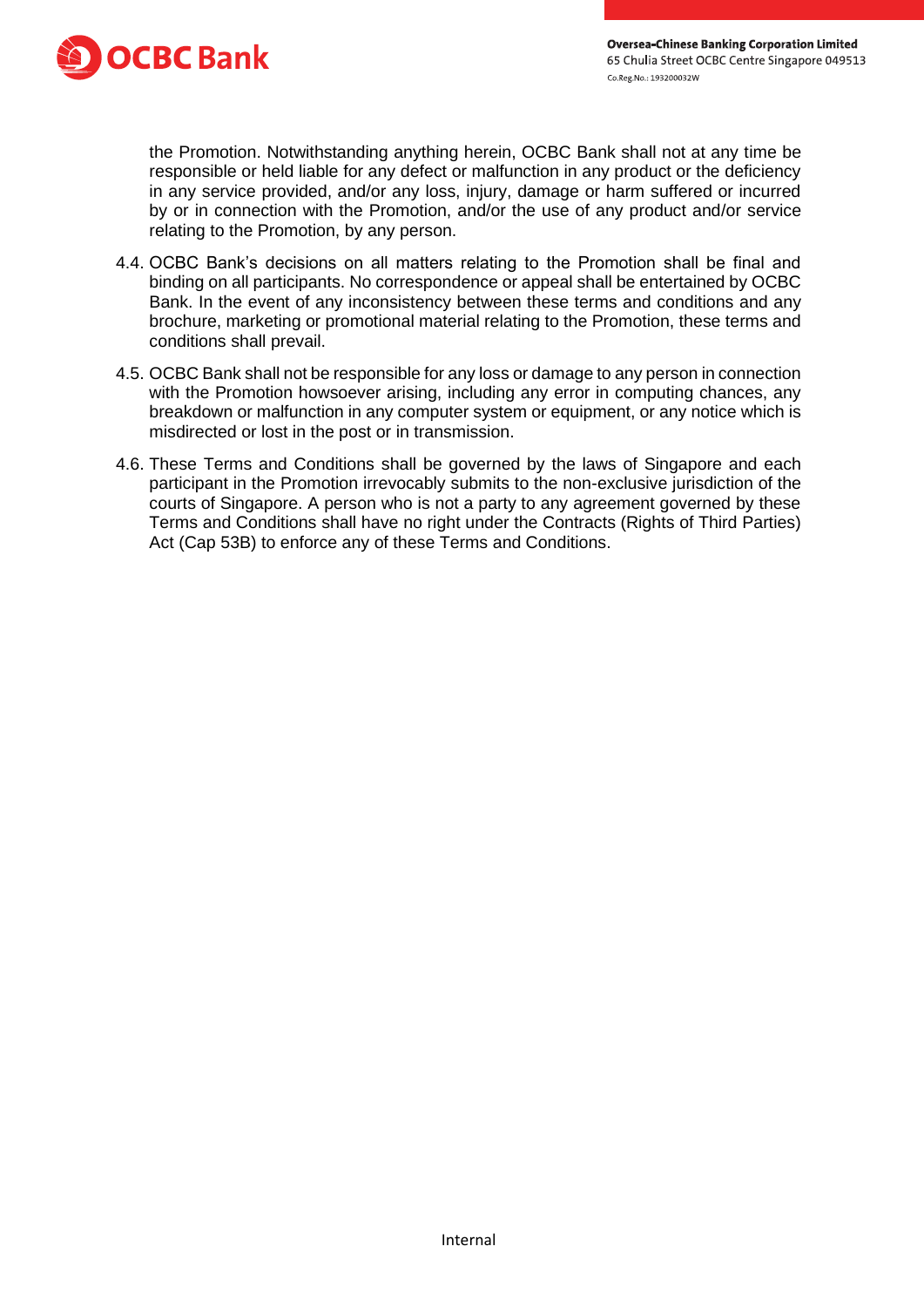the Promotion. Notwithstanding anything herein, OCBC Bank shall not at any time be responsible or held liable for any defect or malfunction in any product or the deficiency in any service provided, and/or any loss, injury, damage or harm suffered or incurred by or in connection with the Promotion, and/or the use of any product and/or service relating to the Promotion, by any person.

4.4. OCBC Bank's decisions on all matters relating to the Promotion shall be final and binding on all participants. No correspondence or appeal shall be entertained by OCBC Bank. In the event of any inconsistency between these terms and conditions and any brochure, marketing or promotional material relating to the Promotion, these terms and conditions shall prevail.

4.5. OCBC Bank shall not be responsible for any loss or damage to any person in connection with the Promotion howsoever arising, including any error in computing chances, any breakdown or malfunction in any computer system or equipment, or any notice which is misdirected or lost in the post or in transmission.

4.6. These Terms and Conditions shall be governed by the laws of Singapore and each participant in the Promotion irrevocably submits to the non-exclusive jurisdiction of the courts of Singapore. A person who is not a party to any agreement governed by these Terms and Conditions shall have no right under the Contracts (Rights of Third Parties) Act (Cap 53B) to enforce any of these Terms and Conditions.